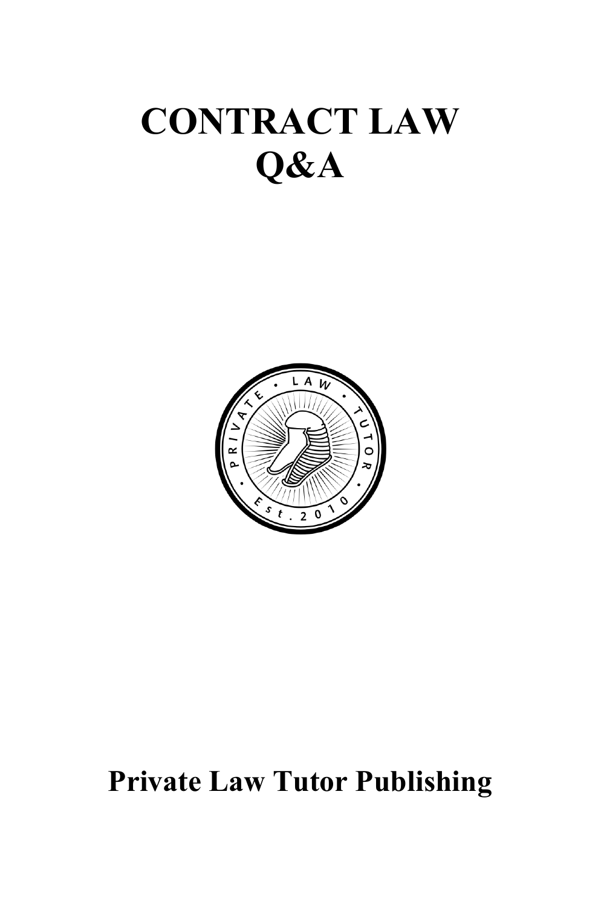# CONTRACT LAW Q&A

Private Law Tutor Publishing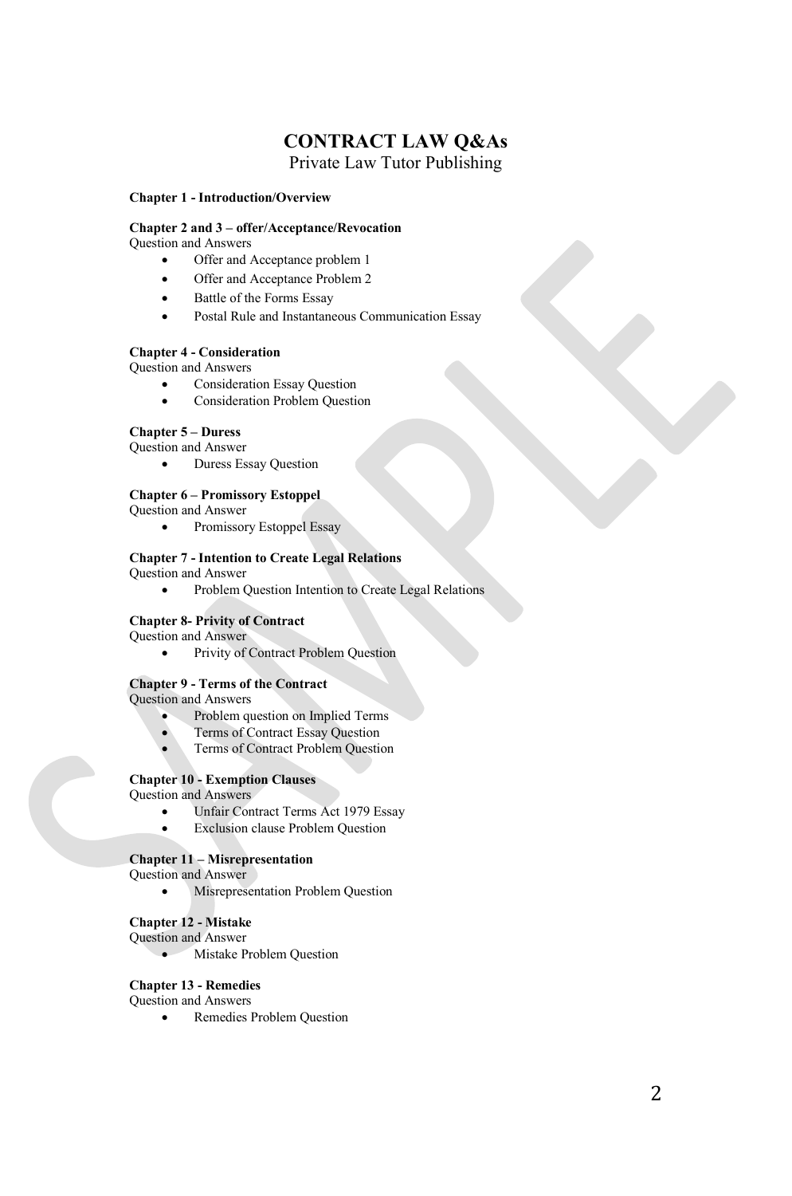# CONTRACT LAW Q&As

Private Law Tutor Publishing

**Chapter 1 - Introduction/Overview**

**Chapter 2 and 3 – offer/Acceptance/Revocation**

Question and Answers

- Offer and Acceptance problem 1
- Offer and Acceptance Problem 2
- Battle of the Forms Essay
- Postal Rule and Instantaneous Communication Essay

**Chapter 4 - Consideration**

Question and Answers

- Consideration Essay Question
- Consideration Problem Question

**Chapter 5 – Duress**

Question and Answer

- Duress Essay Question

**Chapter 6 – Promissory Estoppel**

Question and Answer

- Promissory Estoppel Essay

**Chapter 7 - Intention to Create Legal Relations**

Question and Answer

- Problem Question Intention to Create Legal Relations

**Chapter 8- Privity of Contract**

Question and Answer

- Privity of Contract Problem Question

**Chapter 9 - Terms of the Contract**

Question and Answers

- Problem question on Implied Terms
- Terms of Contract Essay Question
- Terms of Contract Problem Question

**Chapter 10 - Exemption Clauses**

Question and Answers

- Unfair Contract Terms Act 1979 Essay
- Exclusion clause Problem Question

**Chapter 11 – Misrepresentation**

Question and Answer

- Misrepresentation Problem Question

**Chapter 12 - Mistake**

Question and Answer

- Mistake Problem Question

**Chapter 13 - Remedies**

Question and Answers

- Remedies Problem Question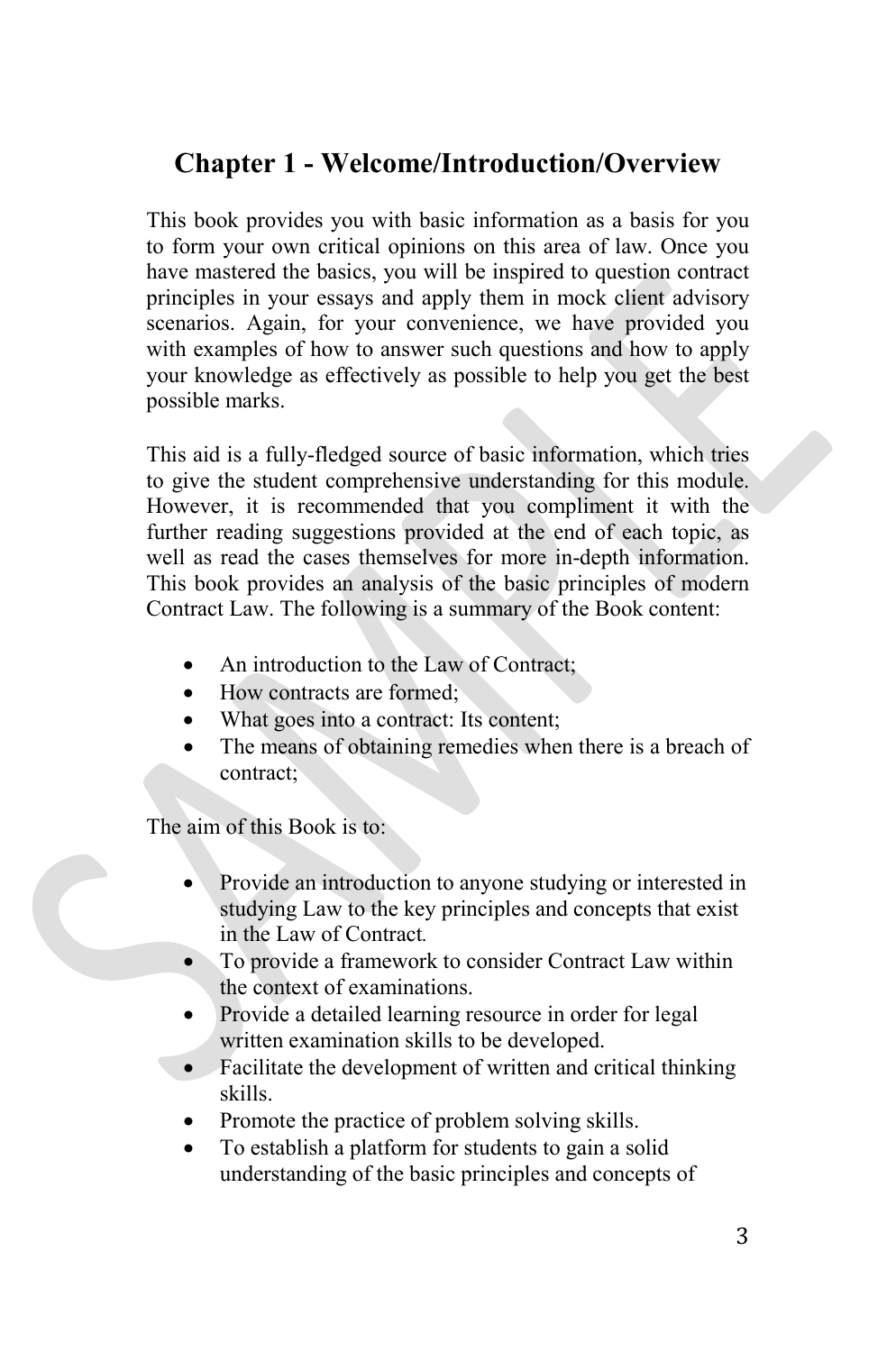# Chapter 1 - Welcome/Introduction/Overview

This book provides you with basic information as a basis for you to form your own critical opinions on this area of law. Once you have mastered the basics, you will be inspired to question contract principles in your essays and apply them in mock client advisory scenarios. Again, for your convenience, we have provided you with examples of how to answer such questions and how to apply your knowledge as effectively as possible to help you get the best possible marks.

This aid is a fully-fledged source of basic information, which tries to give the student comprehensive understanding for this module. However, it is recommended that you compliment it with the further reading suggestions provided at the end of each topic, as well as read the cases themselves for more in-depth information. This book provides an analysis of the basic principles of modern Contract Law. The following is a summary of the Book content:

- An introduction to the Law of Contract;
- How contracts are formed;
- What goes into a contract: Its content;
- The means of obtaining remedies when there is a breach of contract;

The aim of this Book is to:

- Provide an introduction to anyone studying or interested in studying Law to the key principles and concepts that exist in the Law of Contract.
- To provide a framework to consider Contract Law within the context of examinations.
- Provide a detailed learning resource in order for legal written examination skills to be developed.
- Facilitate the development of written and critical thinking skills.
- Promote the practice of problem solving skills.
- To establish a platform for students to gain a solid understanding of the basic principles and concepts of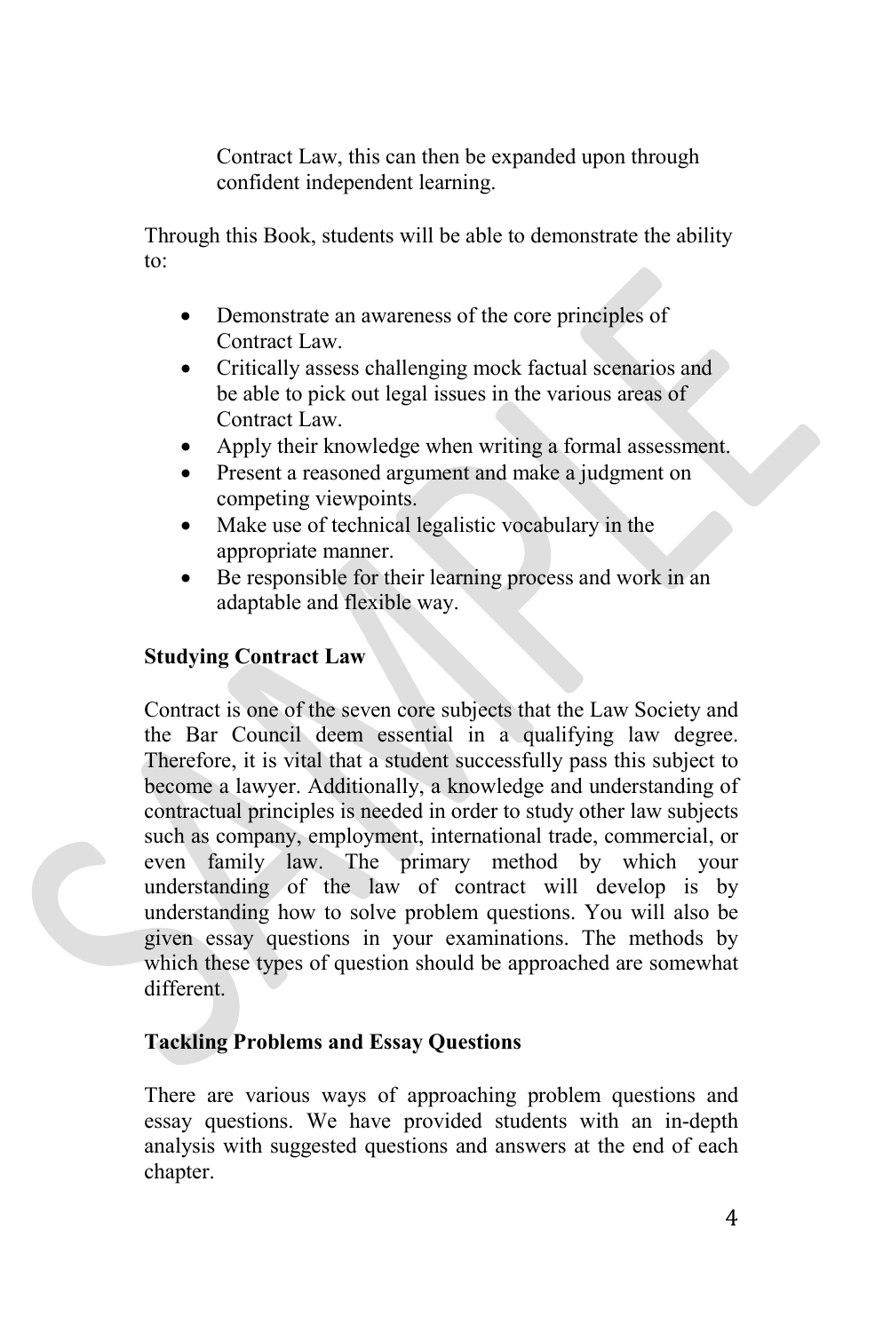Contract Law, this can then be expanded upon through confident independent learning.

Through this Book, students will be able to demonstrate the ability to:

- Demonstrate an awareness of the core principles of Contract Law.
- Critically assess challenging mock factual scenarios and be able to pick out legal issues in the various areas of Contract Law.
- Apply their knowledge when writing a formal assessment.
- Present a reasoned argument and make a judgment on competing viewpoints.
- Make use of technical legalistic vocabulary in the appropriate manner.
- Be responsible for their learning process and work in an adaptable and flexible way.

**Studying Contract Law**

Contract is one of the seven core subjects that the Law Society and the Bar Council deem essential in a qualifying law degree. Therefore, it is vital that a student successfully pass this subject to become a lawyer. Additionally, a knowledge and understanding of contractual principles is needed in order to study other law subjects such as company, employment, international trade, commercial, or even family law. The primary method by which your understanding of the law of contract will develop is by understanding how to solve problem questions. You will also be given essay questions in your examinations. The methods by which these types of question should be approached are somewhat different.

**Tackling Problems and Essay Questions**

There are various ways of approaching problem questions and essay questions. We have provided students with an in-depth analysis with suggested questions and answers at the end of each chapter.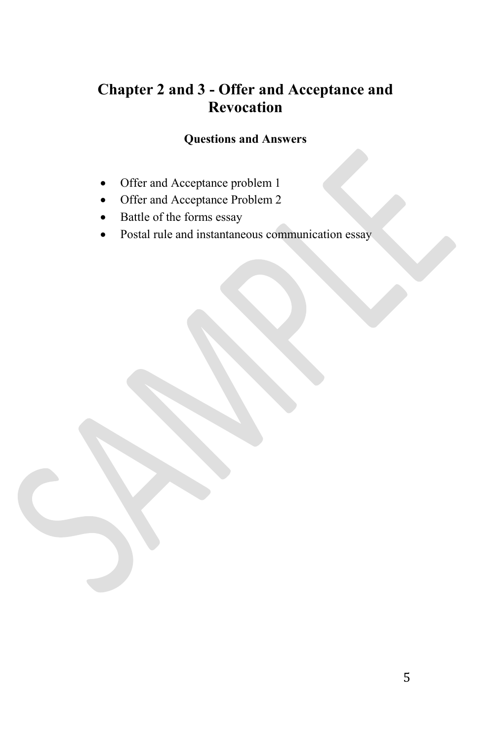# Chapter 2 and 3 - Offer and Acceptance and Revocation

**Questions and Answers**

- Offer and Acceptance problem 1
- Offer and Acceptance Problem 2
- Battle of the forms essay
- Postal rule and instantaneous communication essay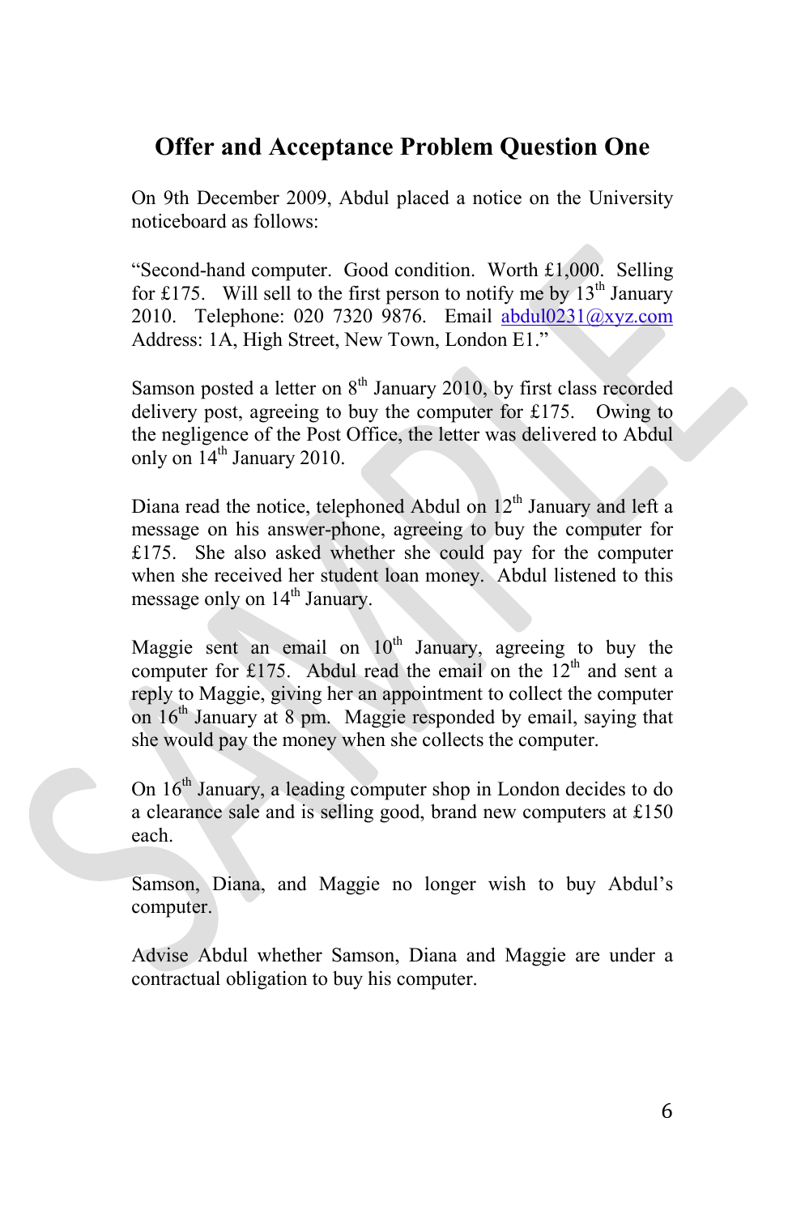# Offer and Acceptance Problem Question One

On 9th December 2009, Abdul placed a notice on the University noticeboard as follows:

"Second-hand computer. Good condition. Worth £1,000. Selling for £175. Will sell to the first person to notify me by 13th January 2010. Telephone: 020 7320 9876. Email abdul0231@xyz.com Address: 1A, High Street, New Town, London E1."

Samson posted a letter on 8th January 2010, by first class recorded delivery post, agreeing to buy the computer for £175. Owing to the negligence of the Post Office, the letter was delivered to Abdul only on 14th January 2010.

Diana read the notice, telephoned Abdul on 12th January and left a message on his answer-phone, agreeing to buy the computer for £175. She also asked whether she could pay for the computer when she received her student loan money. Abdul listened to this message only on 14th January.

Maggie sent an email on 10th January, agreeing to buy the computer for £175. Abdul read the email on the 12th and sent a reply to Maggie, giving her an appointment to collect the computer on 16th January at 8 pm. Maggie responded by email, saying that she would pay the money when she collects the computer.

On 16th January, a leading computer shop in London decides to do a clearance sale and is selling good, brand new computers at £150 each.

Samson, Diana, and Maggie no longer wish to buy Abdul's computer.

Advise Abdul whether Samson, Diana and Maggie are under a contractual obligation to buy his computer.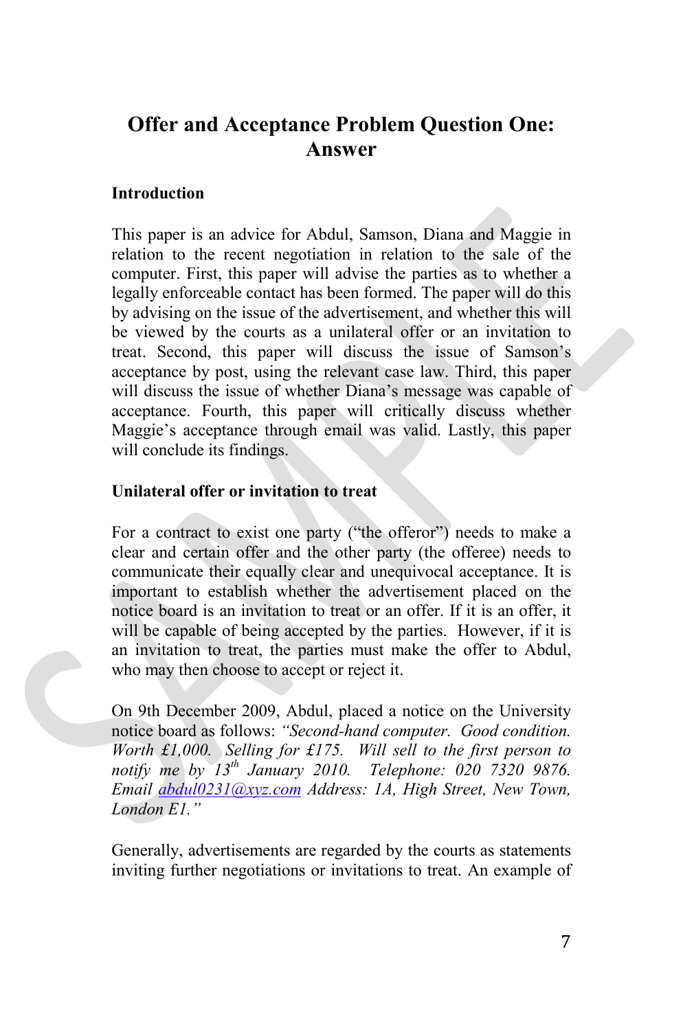## Offer and Acceptance Problem Question One: Answer

**Introduction**

This paper is an advice for Abdul, Samson, Diana and Maggie in relation to the recent negotiation in relation to the sale of the computer. First, this paper will advise the parties as to whether a legally enforceable contact has been formed. The paper will do this by advising on the issue of the advertisement, and whether this will be viewed by the courts as a unilateral offer or an invitation to treat. Second, this paper will discuss the issue of Samson's acceptance by post, using the relevant case law. Third, this paper will discuss the issue of whether Diana's message was capable of acceptance. Fourth, this paper will critically discuss whether Maggie's acceptance through email was valid. Lastly, this paper will conclude its findings.

**Unilateral offer or invitation to treat**

For a contract to exist one party ("the offeror") needs to make a clear and certain offer and the other party (the offeree) needs to communicate their equally clear and unequivocal acceptance. It is important to establish whether the advertisement placed on the notice board is an invitation to treat or an offer. If it is an offer, it will be capable of being accepted by the parties. However, if it is an invitation to treat, the parties must make the offer to Abdul, who may then choose to accept or reject it.

On 9th December 2009, Abdul, placed a notice on the University notice board as follows: *"Second-hand computer. Good condition. Worth £1,000. Selling for £175. Will sell to the first person to notify me by 13th January 2010. Telephone: 020 7320 9876. Email abdul0231@xyz.com Address: 1A, High Street, New Town, London E1."*

Generally, advertisements are regarded by the courts as statements inviting further negotiations or invitations to treat. An example of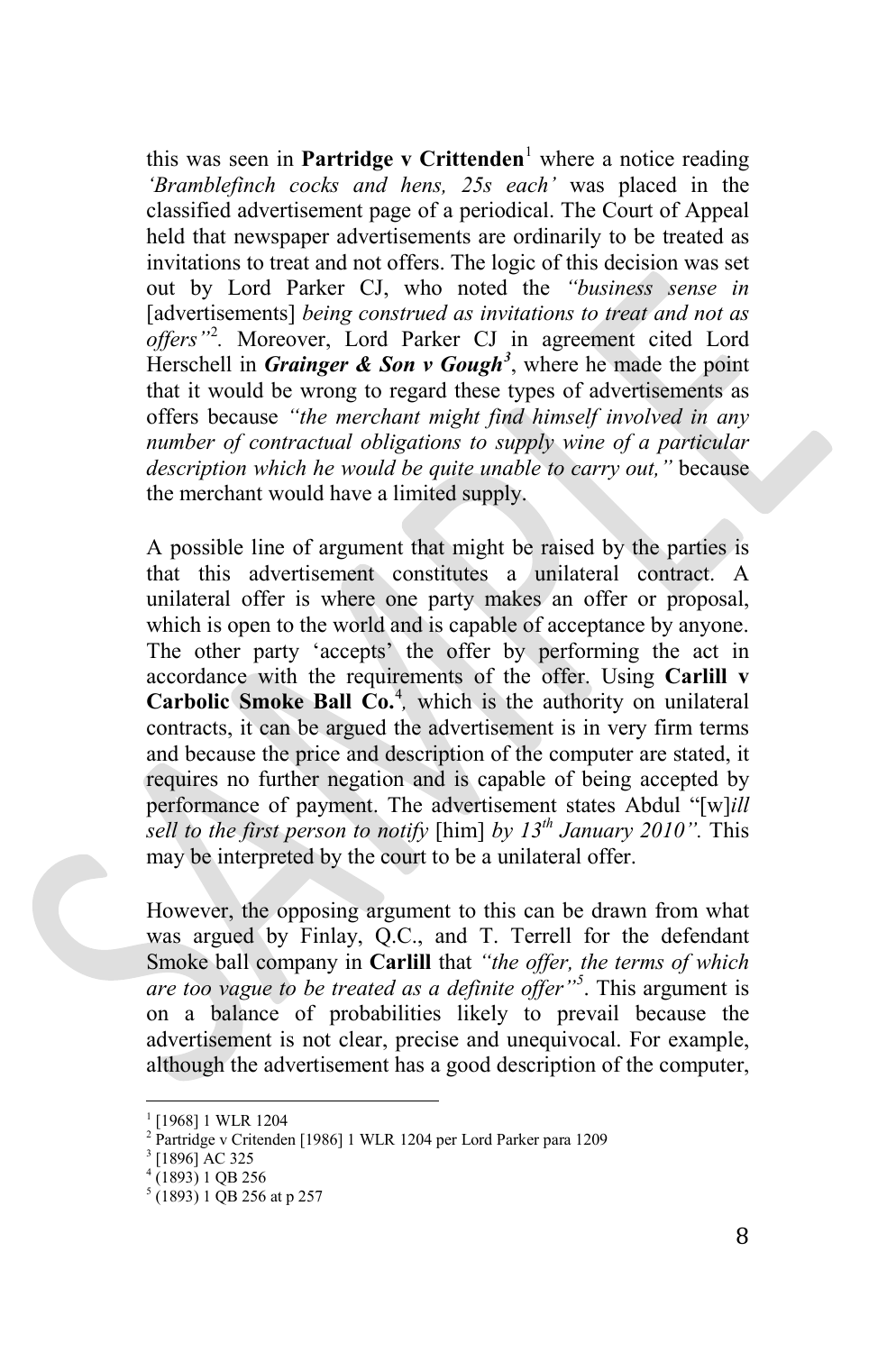this was seen in **Partridge v Crittenden**[1] where a notice reading *'Bramblefinch cocks and hens, 25s each'* was placed in the classified advertisement page of a periodical. The Court of Appeal held that newspaper advertisements are ordinarily to be treated as invitations to treat and not offers. The logic of this decision was set out by Lord Parker CJ, who noted the *"business sense in* [advertisements] *being construed as invitations to treat and not as offers"*[2]. Moreover, Lord Parker CJ in agreement cited Lord Herschell in ***Grainger & Son v Gough***[3], where he made the point that it would be wrong to regard these types of advertisements as offers because *"the merchant might find himself involved in any number of contractual obligations to supply wine of a particular description which he would be quite unable to carry out,"* because the merchant would have a limited supply.

A possible line of argument that might be raised by the parties is that this advertisement constitutes a unilateral contract. A unilateral offer is where one party makes an offer or proposal, which is open to the world and is capable of acceptance by anyone. The other party 'accepts' the offer by performing the act in accordance with the requirements of the offer. Using **Carlill v Carbolic Smoke Ball Co.**[4], which is the authority on unilateral contracts, it can be argued the advertisement is in very firm terms and because the price and description of the computer are stated, it requires no further negation and is capable of being accepted by performance of payment. The advertisement states Abdul "[w]*ill sell to the first person to notify* [him] *by 13th January 2010"*. This may be interpreted by the court to be a unilateral offer.

However, the opposing argument to this can be drawn from what was argued by Finlay, Q.C., and T. Terrell for the defendant Smoke ball company in **Carlill** that *"the offer, the terms of which are too vague to be treated as a definite offer"*[5]. This argument is on a balance of probabilities likely to prevail because the advertisement is not clear, precise and unequivocal. For example, although the advertisement has a good description of the computer,

---

[1] [1968] 1 WLR 1204
[2] Partridge v Critenden [1986] 1 WLR 1204 per Lord Parker para 1209
[3] [1896] AC 325
[4] (1893) 1 QB 256
[5] (1893) 1 QB 256 at p 257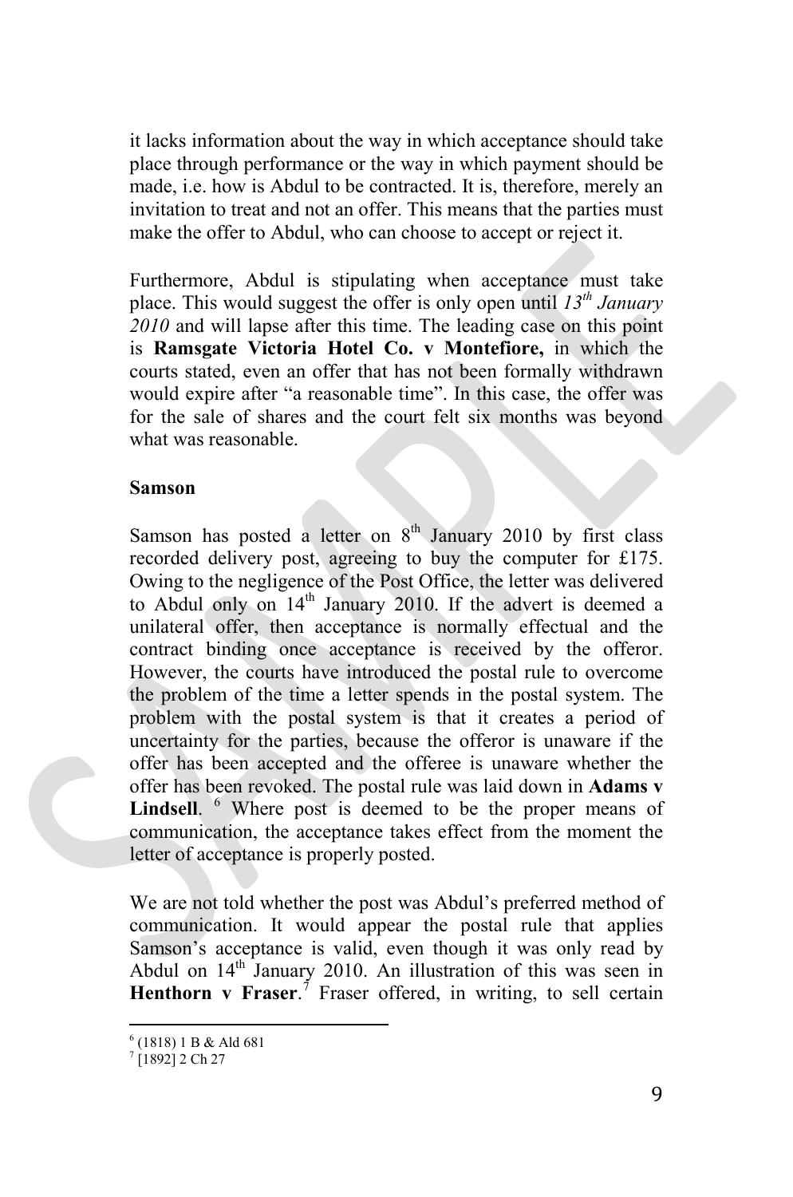it lacks information about the way in which acceptance should take place through performance or the way in which payment should be made, i.e. how is Abdul to be contracted. It is, therefore, merely an invitation to treat and not an offer. This means that the parties must make the offer to Abdul, who can choose to accept or reject it.

Furthermore, Abdul is stipulating when acceptance must take place. This would suggest the offer is only open until *13th January 2010* and will lapse after this time. The leading case on this point is **Ramsgate Victoria Hotel Co. v Montefiore,** in which the courts stated, even an offer that has not been formally withdrawn would expire after "a reasonable time". In this case, the offer was for the sale of shares and the court felt six months was beyond what was reasonable.

**Samson**

Samson has posted a letter on 8th January 2010 by first class recorded delivery post, agreeing to buy the computer for £175. Owing to the negligence of the Post Office, the letter was delivered to Abdul only on 14th January 2010. If the advert is deemed a unilateral offer, then acceptance is normally effectual and the contract binding once acceptance is received by the offeror. However, the courts have introduced the postal rule to overcome the problem of the time a letter spends in the postal system. The problem with the postal system is that it creates a period of uncertainty for the parties, because the offeror is unaware if the offer has been accepted and the offeree is unaware whether the offer has been revoked. The postal rule was laid down in **Adams v Lindsell**. [6] Where post is deemed to be the proper means of communication, the acceptance takes effect from the moment the letter of acceptance is properly posted.

We are not told whether the post was Abdul's preferred method of communication. It would appear the postal rule that applies Samson's acceptance is valid, even though it was only read by Abdul on 14th January 2010. An illustration of this was seen in **Henthorn v Fraser**.[7] Fraser offered, in writing, to sell certain

---

[6] (1818) 1 B & Ald 681

[7] [1892] 2 Ch 27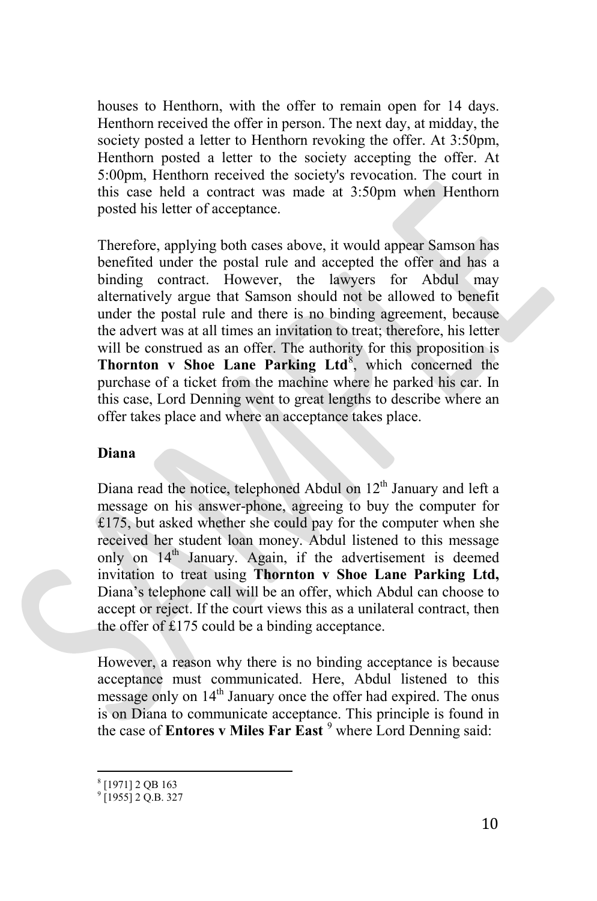houses to Henthorn, with the offer to remain open for 14 days. Henthorn received the offer in person. The next day, at midday, the society posted a letter to Henthorn revoking the offer. At 3:50pm, Henthorn posted a letter to the society accepting the offer. At 5:00pm, Henthorn received the society's revocation. The court in this case held a contract was made at 3:50pm when Henthorn posted his letter of acceptance.

Therefore, applying both cases above, it would appear Samson has benefited under the postal rule and accepted the offer and has a binding contract. However, the lawyers for Abdul may alternatively argue that Samson should not be allowed to benefit under the postal rule and there is no binding agreement, because the advert was at all times an invitation to treat; therefore, his letter will be construed as an offer. The authority for this proposition is **Thornton v Shoe Lane Parking Ltd**[8], which concerned the purchase of a ticket from the machine where he parked his car. In this case, Lord Denning went to great lengths to describe where an offer takes place and where an acceptance takes place.

**Diana**

Diana read the notice, telephoned Abdul on 12th January and left a message on his answer-phone, agreeing to buy the computer for £175, but asked whether she could pay for the computer when she received her student loan money. Abdul listened to this message only on 14th January. Again, if the advertisement is deemed invitation to treat using **Thornton v Shoe Lane Parking Ltd,** Diana's telephone call will be an offer, which Abdul can choose to accept or reject. If the court views this as a unilateral contract, then the offer of £175 could be a binding acceptance.

However, a reason why there is no binding acceptance is because acceptance must communicated. Here, Abdul listened to this message only on 14th January once the offer had expired. The onus is on Diana to communicate acceptance. This principle is found in the case of **Entores v Miles Far East** [9] where Lord Denning said:

---

[8] [1971] 2 QB 163

[9] [1955] 2 Q.B. 327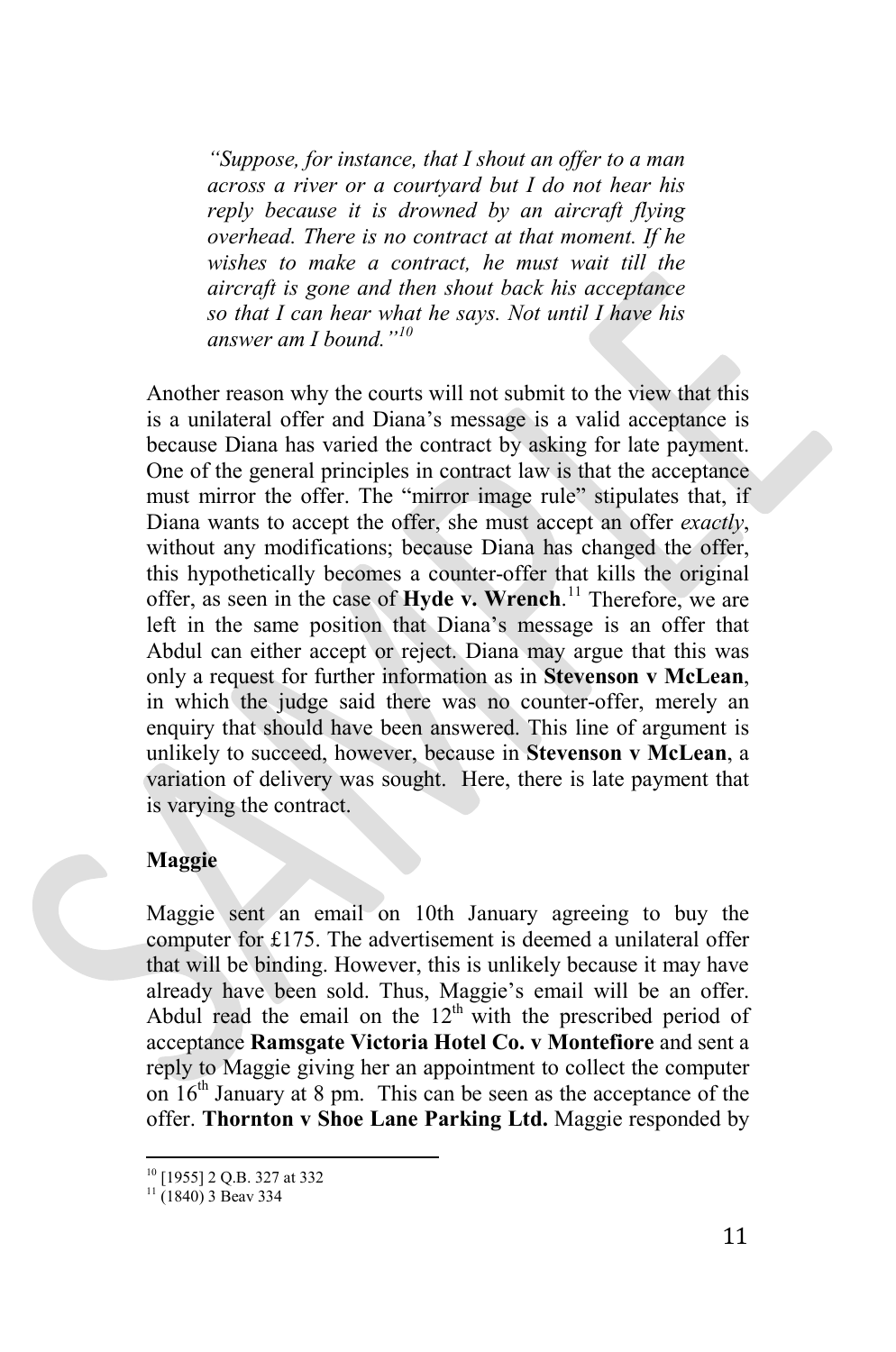> *"Suppose, for instance, that I shout an offer to a man across a river or a courtyard but I do not hear his reply because it is drowned by an aircraft flying overhead. There is no contract at that moment. If he wishes to make a contract, he must wait till the aircraft is gone and then shout back his acceptance so that I can hear what he says. Not until I have his answer am I bound."*[10]

Another reason why the courts will not submit to the view that this is a unilateral offer and Diana's message is a valid acceptance is because Diana has varied the contract by asking for late payment. One of the general principles in contract law is that the acceptance must mirror the offer. The "mirror image rule" stipulates that, if Diana wants to accept the offer, she must accept an offer *exactly*, without any modifications; because Diana has changed the offer, this hypothetically becomes a counter-offer that kills the original offer, as seen in the case of **Hyde v. Wrench**.[11] Therefore, we are left in the same position that Diana's message is an offer that Abdul can either accept or reject. Diana may argue that this was only a request for further information as in **Stevenson v McLean**, in which the judge said there was no counter-offer, merely an enquiry that should have been answered. This line of argument is unlikely to succeed, however, because in **Stevenson v McLean**, a variation of delivery was sought. Here, there is late payment that is varying the contract.

**Maggie**

Maggie sent an email on 10th January agreeing to buy the computer for £175. The advertisement is deemed a unilateral offer that will be binding. However, this is unlikely because it may have already have been sold. Thus, Maggie's email will be an offer. Abdul read the email on the 12th with the prescribed period of acceptance **Ramsgate Victoria Hotel Co. v Montefiore** and sent a reply to Maggie giving her an appointment to collect the computer on 16th January at 8 pm. This can be seen as the acceptance of the offer. **Thornton v Shoe Lane Parking Ltd.** Maggie responded by

---

[10] [1955] 2 Q.B. 327 at 332

[11] (1840) 3 Beav 334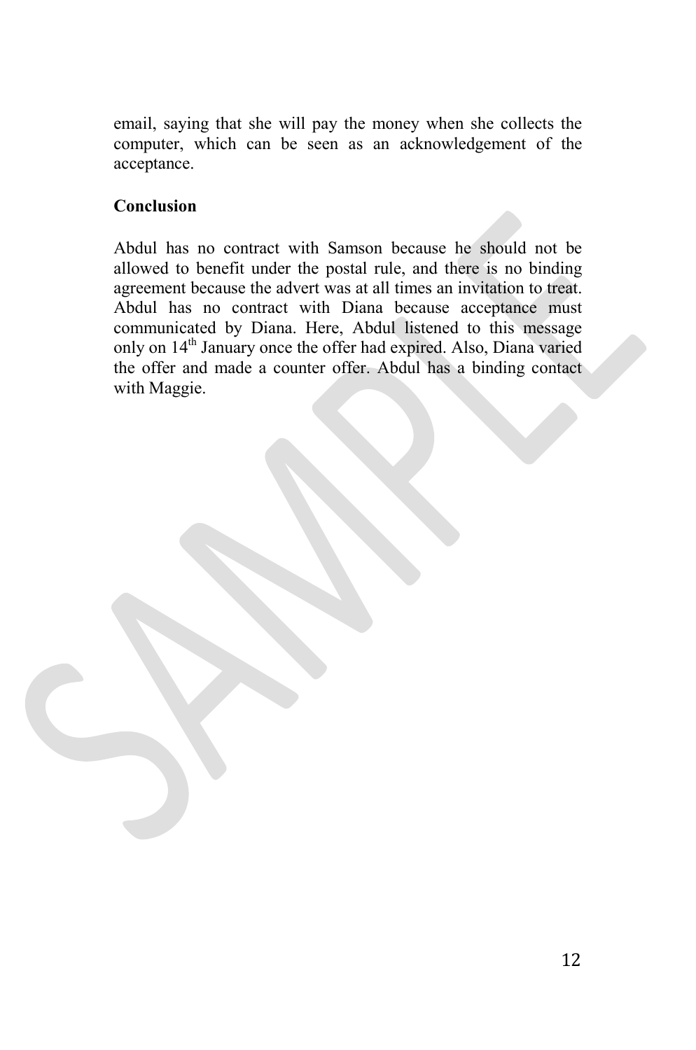email, saying that she will pay the money when she collects the computer, which can be seen as an acknowledgement of the acceptance.

**Conclusion**

Abdul has no contract with Samson because he should not be allowed to benefit under the postal rule, and there is no binding agreement because the advert was at all times an invitation to treat. Abdul has no contract with Diana because acceptance must communicated by Diana. Here, Abdul listened to this message only on 14th January once the offer had expired. Also, Diana varied the offer and made a counter offer. Abdul has a binding contact with Maggie.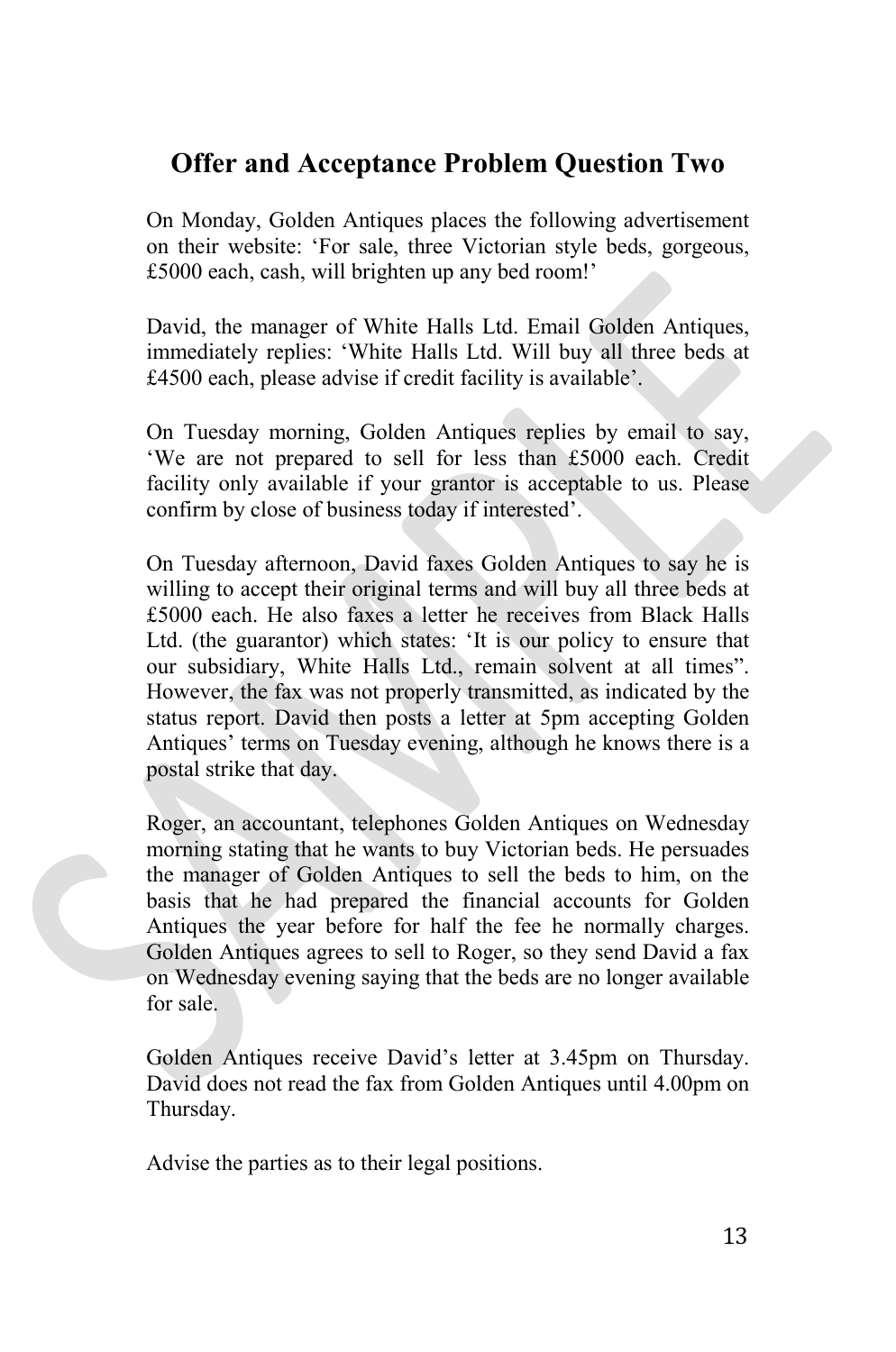## Offer and Acceptance Problem Question Two

On Monday, Golden Antiques places the following advertisement on their website: 'For sale, three Victorian style beds, gorgeous, £5000 each, cash, will brighten up any bed room!'

David, the manager of White Halls Ltd. Email Golden Antiques, immediately replies: 'White Halls Ltd. Will buy all three beds at £4500 each, please advise if credit facility is available'.

On Tuesday morning, Golden Antiques replies by email to say, 'We are not prepared to sell for less than £5000 each. Credit facility only available if your grantor is acceptable to us. Please confirm by close of business today if interested'.

On Tuesday afternoon, David faxes Golden Antiques to say he is willing to accept their original terms and will buy all three beds at £5000 each. He also faxes a letter he receives from Black Halls Ltd. (the guarantor) which states: 'It is our policy to ensure that our subsidiary, White Halls Ltd., remain solvent at all times". However, the fax was not properly transmitted, as indicated by the status report. David then posts a letter at 5pm accepting Golden Antiques' terms on Tuesday evening, although he knows there is a postal strike that day.

Roger, an accountant, telephones Golden Antiques on Wednesday morning stating that he wants to buy Victorian beds. He persuades the manager of Golden Antiques to sell the beds to him, on the basis that he had prepared the financial accounts for Golden Antiques the year before for half the fee he normally charges. Golden Antiques agrees to sell to Roger, so they send David a fax on Wednesday evening saying that the beds are no longer available for sale.

Golden Antiques receive David's letter at 3.45pm on Thursday. David does not read the fax from Golden Antiques until 4.00pm on Thursday.

Advise the parties as to their legal positions.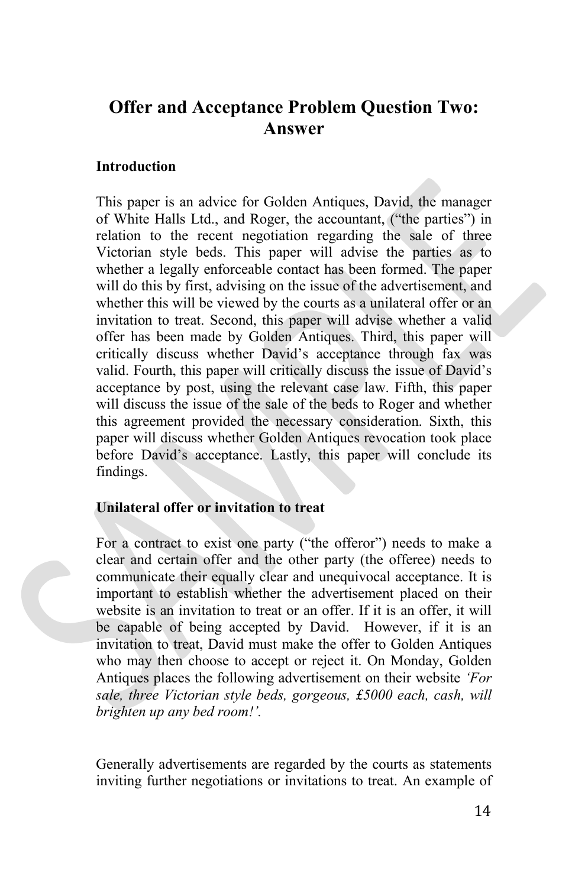# Offer and Acceptance Problem Question Two: Answer

**Introduction**

This paper is an advice for Golden Antiques, David, the manager of White Halls Ltd., and Roger, the accountant, ("the parties") in relation to the recent negotiation regarding the sale of three Victorian style beds. This paper will advise the parties as to whether a legally enforceable contact has been formed. The paper will do this by first, advising on the issue of the advertisement, and whether this will be viewed by the courts as a unilateral offer or an invitation to treat. Second, this paper will advise whether a valid offer has been made by Golden Antiques. Third, this paper will critically discuss whether David's acceptance through fax was valid. Fourth, this paper will critically discuss the issue of David's acceptance by post, using the relevant case law. Fifth, this paper will discuss the issue of the sale of the beds to Roger and whether this agreement provided the necessary consideration. Sixth, this paper will discuss whether Golden Antiques revocation took place before David's acceptance. Lastly, this paper will conclude its findings.

**Unilateral offer or invitation to treat**

For a contract to exist one party ("the offeror") needs to make a clear and certain offer and the other party (the offeree) needs to communicate their equally clear and unequivocal acceptance. It is important to establish whether the advertisement placed on their website is an invitation to treat or an offer. If it is an offer, it will be capable of being accepted by David. However, if it is an invitation to treat, David must make the offer to Golden Antiques who may then choose to accept or reject it. On Monday, Golden Antiques places the following advertisement on their website *'For sale, three Victorian style beds, gorgeous, £5000 each, cash, will brighten up any bed room!'.*

Generally advertisements are regarded by the courts as statements inviting further negotiations or invitations to treat. An example of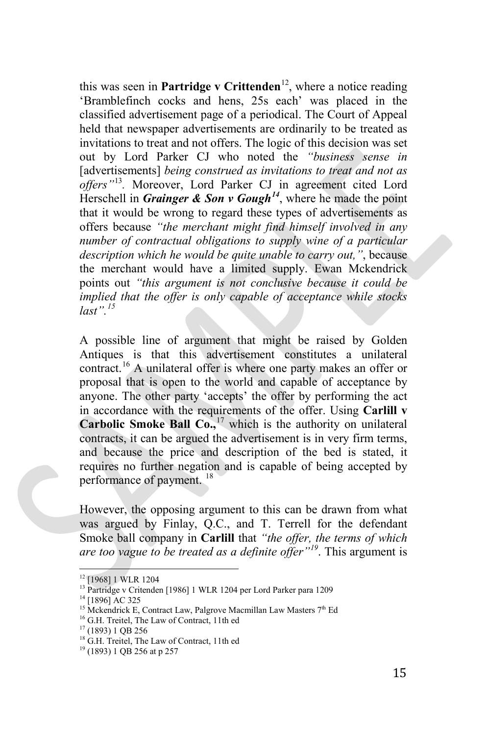this was seen in **Partridge v Crittenden**[12], where a notice reading 'Bramblefinch cocks and hens, 25s each' was placed in the classified advertisement page of a periodical. The Court of Appeal held that newspaper advertisements are ordinarily to be treated as invitations to treat and not offers. The logic of this decision was set out by Lord Parker CJ who noted the *"business sense in* [advertisements] *being construed as invitations to treat and not as offers"*[13]. Moreover, Lord Parker CJ in agreement cited Lord Herschell in ***Grainger & Son v Gough***[14], where he made the point that it would be wrong to regard these types of advertisements as offers because *"the merchant might find himself involved in any number of contractual obligations to supply wine of a particular description which he would be quite unable to carry out,"*, because the merchant would have a limited supply. Ewan Mckendrick points out *"this argument is not conclusive because it could be implied that the offer is only capable of acceptance while stocks last".*[15]

A possible line of argument that might be raised by Golden Antiques is that this advertisement constitutes a unilateral contract.[16] A unilateral offer is where one party makes an offer or proposal that is open to the world and capable of acceptance by anyone. The other party 'accepts' the offer by performing the act in accordance with the requirements of the offer. Using **Carlill v Carbolic Smoke Ball Co.,**[17] which is the authority on unilateral contracts, it can be argued the advertisement is in very firm terms, and because the price and description of the bed is stated, it requires no further negation and is capable of being accepted by performance of payment. [18]

However, the opposing argument to this can be drawn from what was argued by Finlay, Q.C., and T. Terrell for the defendant Smoke ball company in **Carlill** that *"the offer, the terms of which are too vague to be treated as a definite offer"*[19]. This argument is

---

[12] [1968] 1 WLR 1204

[13] Partridge v Critenden [1986] 1 WLR 1204 per Lord Parker para 1209

[14] [1896] AC 325

[15] Mckendrick E, Contract Law, Palgrove Macmillan Law Masters 7th Ed

[16] G.H. Treitel, The Law of Contract, 11th ed

[17] (1893) 1 QB 256

[18] G.H. Treitel, The Law of Contract, 11th ed

[19] (1893) 1 QB 256 at p 257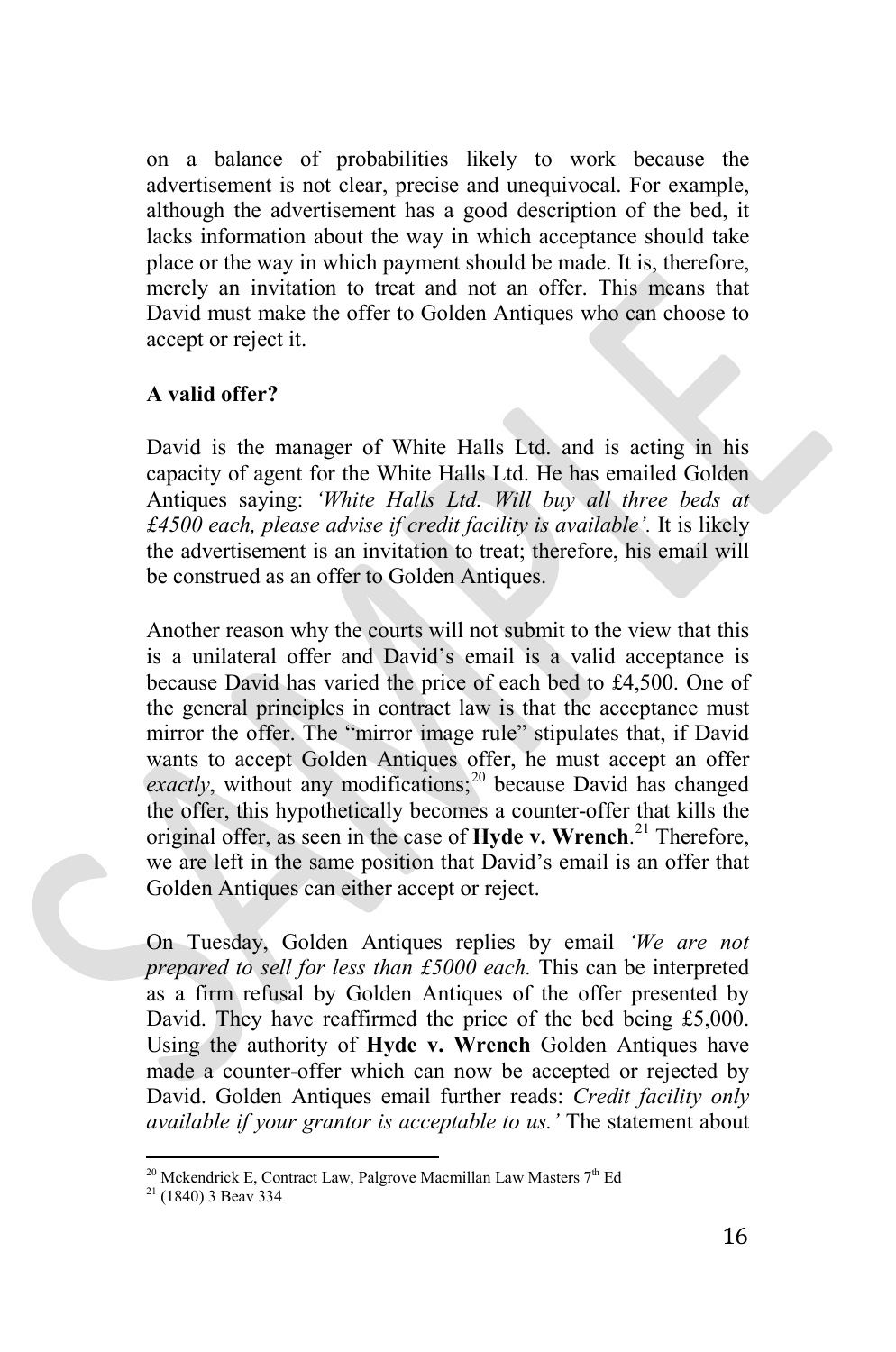on a balance of probabilities likely to work because the advertisement is not clear, precise and unequivocal. For example, although the advertisement has a good description of the bed, it lacks information about the way in which acceptance should take place or the way in which payment should be made. It is, therefore, merely an invitation to treat and not an offer. This means that David must make the offer to Golden Antiques who can choose to accept or reject it.

**A valid offer?**

David is the manager of White Halls Ltd. and is acting in his capacity of agent for the White Halls Ltd. He has emailed Golden Antiques saying: *'White Halls Ltd. Will buy all three beds at £4500 each, please advise if credit facility is available'*. It is likely the advertisement is an invitation to treat; therefore, his email will be construed as an offer to Golden Antiques.

Another reason why the courts will not submit to the view that this is a unilateral offer and David's email is a valid acceptance is because David has varied the price of each bed to £4,500. One of the general principles in contract law is that the acceptance must mirror the offer. The "mirror image rule" stipulates that, if David wants to accept Golden Antiques offer, he must accept an offer *exactly*, without any modifications;[20] because David has changed the offer, this hypothetically becomes a counter-offer that kills the original offer, as seen in the case of **Hyde v. Wrench**.[21] Therefore, we are left in the same position that David's email is an offer that Golden Antiques can either accept or reject.

On Tuesday, Golden Antiques replies by email *'We are not prepared to sell for less than £5000 each.* This can be interpreted as a firm refusal by Golden Antiques of the offer presented by David. They have reaffirmed the price of the bed being £5,000. Using the authority of **Hyde v. Wrench** Golden Antiques have made a counter-offer which can now be accepted or rejected by David. Golden Antiques email further reads: *Credit facility only available if your grantor is acceptable to us.'* The statement about

[20] Mckendrick E, Contract Law, Palgrove Macmillan Law Masters 7th Ed

[21] (1840) 3 Beav 334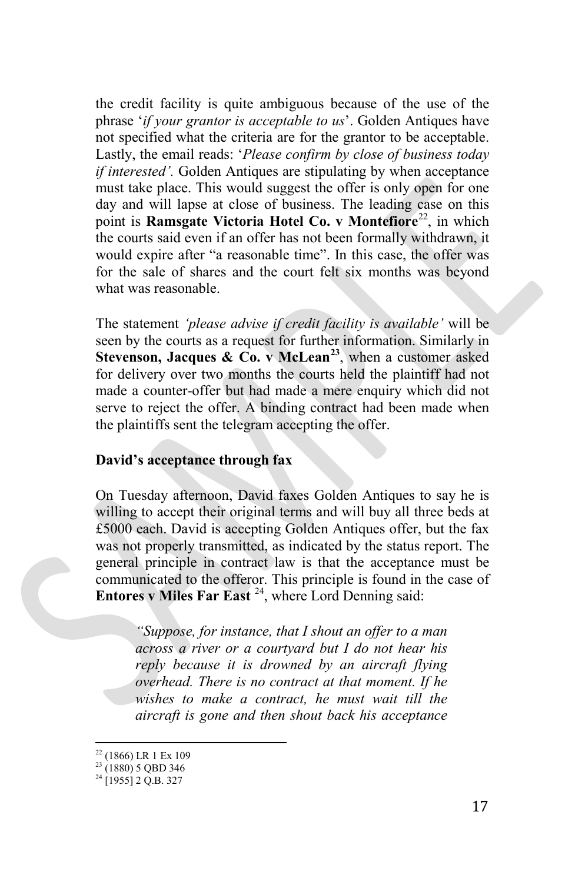the credit facility is quite ambiguous because of the use of the phrase '*if your grantor is acceptable to us*'. Golden Antiques have not specified what the criteria are for the grantor to be acceptable. Lastly, the email reads: '*Please confirm by close of business today if interested'.* Golden Antiques are stipulating by when acceptance must take place. This would suggest the offer is only open for one day and will lapse at close of business. The leading case on this point is **Ramsgate Victoria Hotel Co. v Montefiore**[22], in which the courts said even if an offer has not been formally withdrawn, it would expire after "a reasonable time". In this case, the offer was for the sale of shares and the court felt six months was beyond what was reasonable.

The statement *'please advise if credit facility is available'* will be seen by the courts as a request for further information. Similarly in **Stevenson, Jacques & Co. v McLean**[23], when a customer asked for delivery over two months the courts held the plaintiff had not made a counter-offer but had made a mere enquiry which did not serve to reject the offer. A binding contract had been made when the plaintiffs sent the telegram accepting the offer.

**David's acceptance through fax**

On Tuesday afternoon, David faxes Golden Antiques to say he is willing to accept their original terms and will buy all three beds at £5000 each. David is accepting Golden Antiques offer, but the fax was not properly transmitted, as indicated by the status report. The general principle in contract law is that the acceptance must be communicated to the offeror. This principle is found in the case of **Entores v Miles Far East** [24], where Lord Denning said:

> *"Suppose, for instance, that I shout an offer to a man across a river or a courtyard but I do not hear his reply because it is drowned by an aircraft flying overhead. There is no contract at that moment. If he wishes to make a contract, he must wait till the aircraft is gone and then shout back his acceptance*

[22] (1866) LR 1 Ex 109
[23] (1880) 5 QBD 346
[24] [1955] 2 Q.B. 327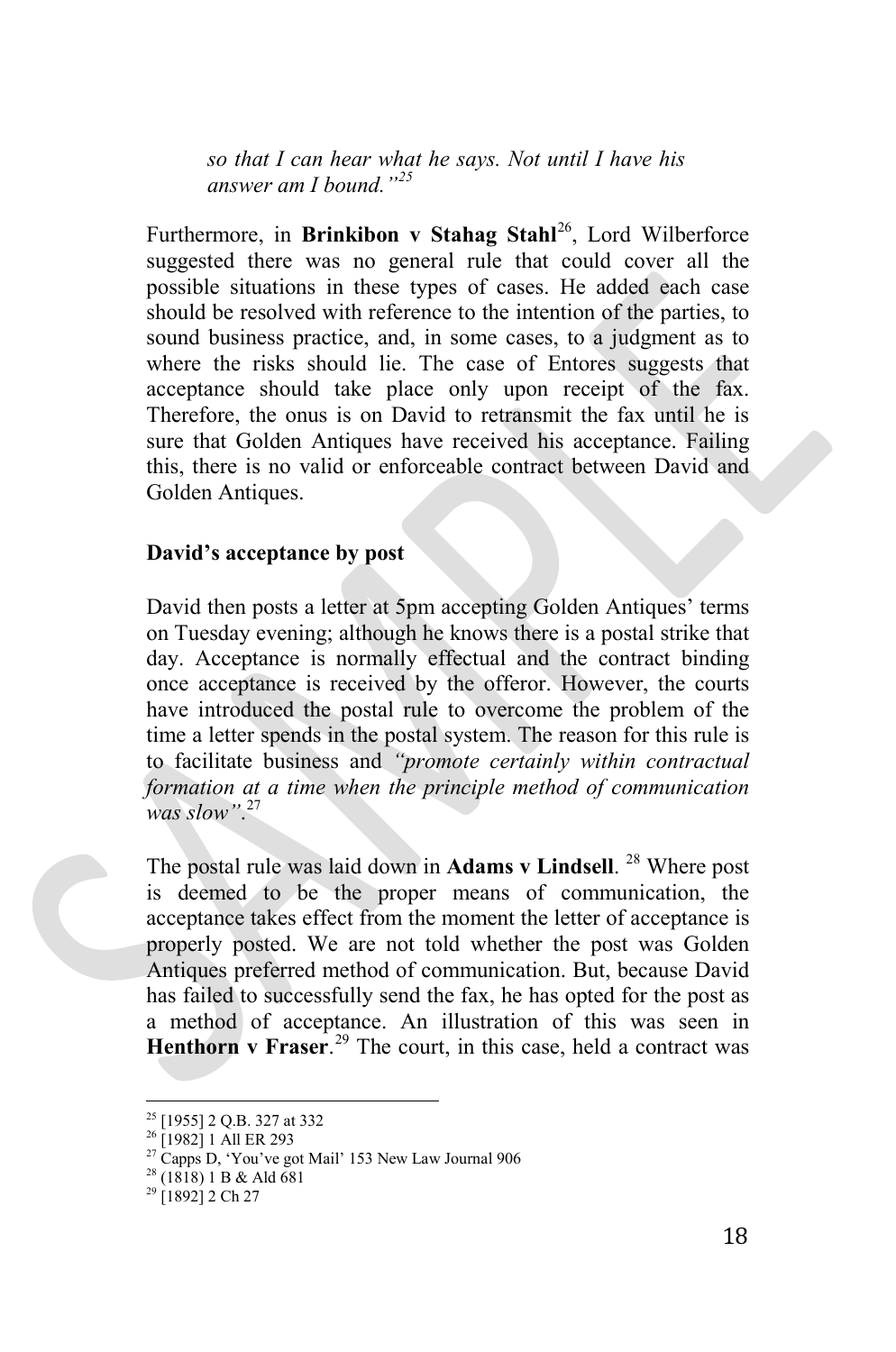> *so that I can hear what he says. Not until I have his answer am I bound."*[25]

Furthermore, in **Brinkibon v Stahag Stahl**[26], Lord Wilberforce suggested there was no general rule that could cover all the possible situations in these types of cases. He added each case should be resolved with reference to the intention of the parties, to sound business practice, and, in some cases, to a judgment as to where the risks should lie. The case of Entores suggests that acceptance should take place only upon receipt of the fax. Therefore, the onus is on David to retransmit the fax until he is sure that Golden Antiques have received his acceptance. Failing this, there is no valid or enforceable contract between David and Golden Antiques.

**David's acceptance by post**

David then posts a letter at 5pm accepting Golden Antiques' terms on Tuesday evening; although he knows there is a postal strike that day. Acceptance is normally effectual and the contract binding once acceptance is received by the offeror. However, the courts have introduced the postal rule to overcome the problem of the time a letter spends in the postal system. The reason for this rule is to facilitate business and *"promote certainly within contractual formation at a time when the principle method of communication was slow"*.[27]

The postal rule was laid down in **Adams v Lindsell**. [28] Where post is deemed to be the proper means of communication, the acceptance takes effect from the moment the letter of acceptance is properly posted. We are not told whether the post was Golden Antiques preferred method of communication. But, because David has failed to successfully send the fax, he has opted for the post as a method of acceptance. An illustration of this was seen in **Henthorn v Fraser**.[29] The court, in this case, held a contract was

---

[25] [1955] 2 Q.B. 327 at 332
[26] [1982] 1 All ER 293
[27] Capps D, 'You've got Mail' 153 New Law Journal 906
[28] (1818) 1 B & Ald 681
[29] [1892] 2 Ch 27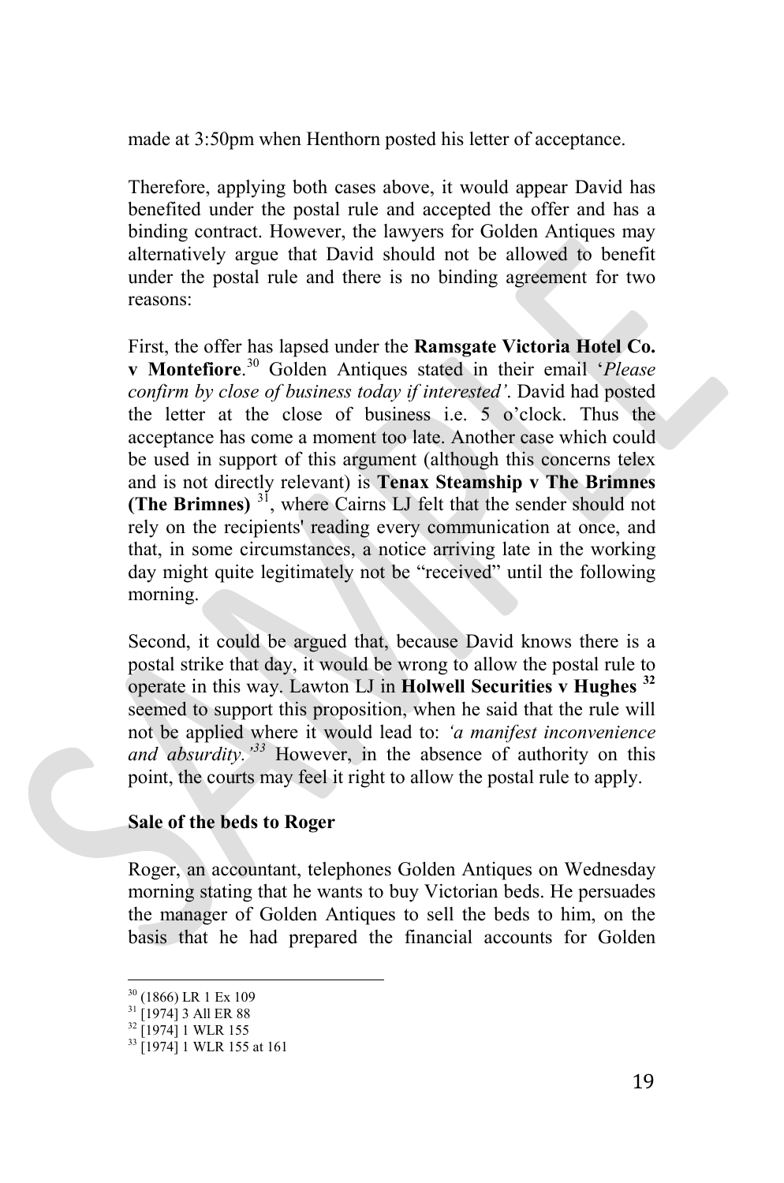made at 3:50pm when Henthorn posted his letter of acceptance.

Therefore, applying both cases above, it would appear David has benefited under the postal rule and accepted the offer and has a binding contract. However, the lawyers for Golden Antiques may alternatively argue that David should not be allowed to benefit under the postal rule and there is no binding agreement for two reasons:

First, the offer has lapsed under the **Ramsgate Victoria Hotel Co. v Montefiore**.[30] Golden Antiques stated in their email '*Please confirm by close of business today if interested'*. David had posted the letter at the close of business i.e. 5 o'clock. Thus the acceptance has come a moment too late. Another case which could be used in support of this argument (although this concerns telex and is not directly relevant) is **Tenax Steamship v The Brimnes (The Brimnes)**[31], where Cairns LJ felt that the sender should not rely on the recipients' reading every communication at once, and that, in some circumstances, a notice arriving late in the working day might quite legitimately not be "received" until the following morning.

Second, it could be argued that, because David knows there is a postal strike that day, it would be wrong to allow the postal rule to operate in this way. Lawton LJ in **Holwell Securities v Hughes**[32] seemed to support this proposition, when he said that the rule will not be applied where it would lead to: *'a manifest inconvenience and absurdity.'*[33] However, in the absence of authority on this point, the courts may feel it right to allow the postal rule to apply.

**Sale of the beds to Roger**

Roger, an accountant, telephones Golden Antiques on Wednesday morning stating that he wants to buy Victorian beds. He persuades the manager of Golden Antiques to sell the beds to him, on the basis that he had prepared the financial accounts for Golden

---

[30] (1866) LR 1 Ex 109
[31] [1974] 3 All ER 88
[32] [1974] 1 WLR 155
[33] [1974] 1 WLR 155 at 161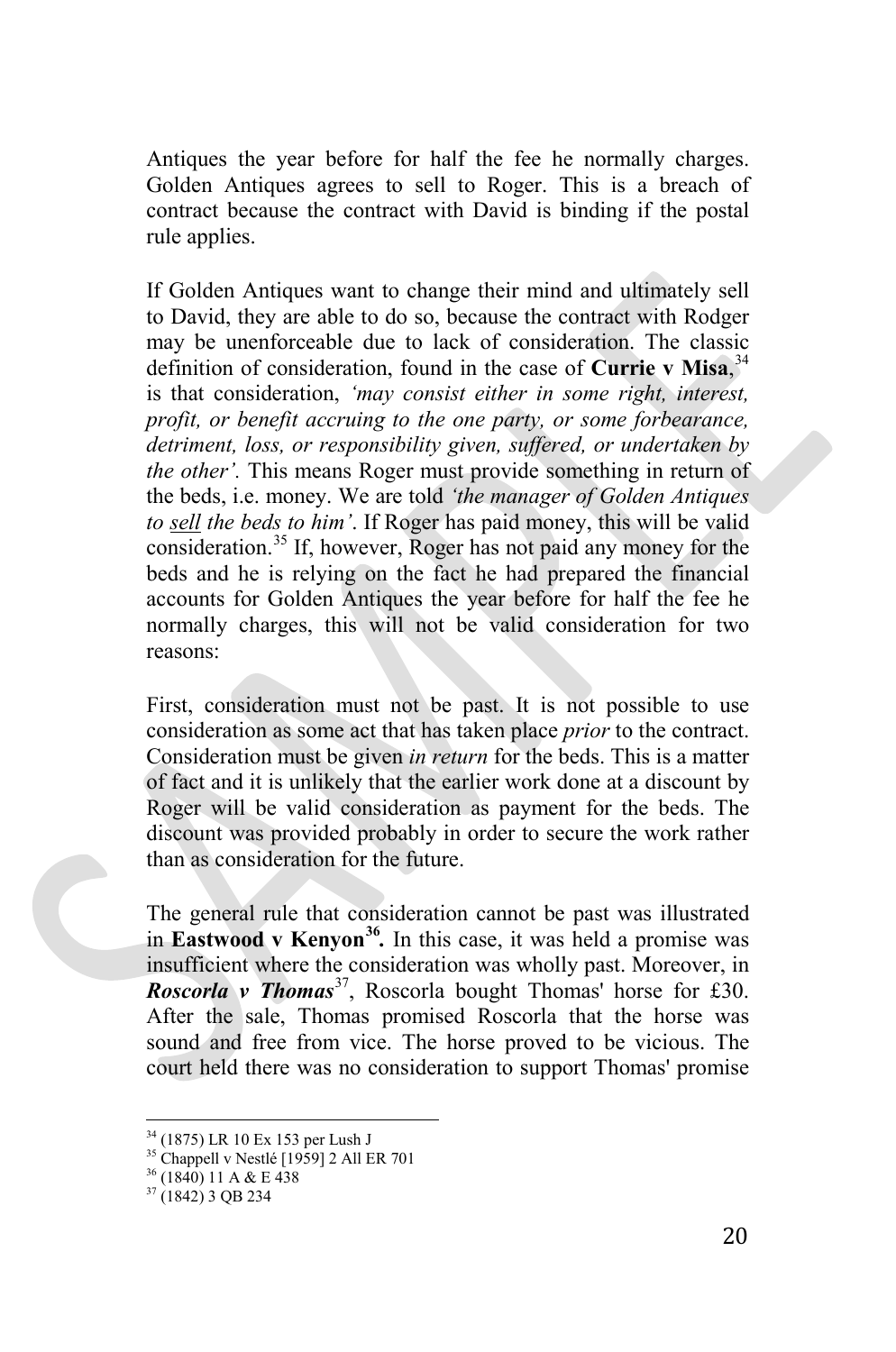Antiques the year before for half the fee he normally charges. Golden Antiques agrees to sell to Roger. This is a breach of contract because the contract with David is binding if the postal rule applies.

If Golden Antiques want to change their mind and ultimately sell to David, they are able to do so, because the contract with Rodger may be unenforceable due to lack of consideration. The classic definition of consideration, found in the case of **Currie v Misa**,[34] is that consideration, *'may consist either in some right, interest, profit, or benefit accruing to the one party, or some forbearance, detriment, loss, or responsibility given, suffered, or undertaken by the other'.* This means Roger must provide something in return of the beds, i.e. money. We are told *'the manager of Golden Antiques to sell the beds to him'*. If Roger has paid money, this will be valid consideration.[35] If, however, Roger has not paid any money for the beds and he is relying on the fact he had prepared the financial accounts for Golden Antiques the year before for half the fee he normally charges, this will not be valid consideration for two reasons:

First, consideration must not be past. It is not possible to use consideration as some act that has taken place *prior* to the contract. Consideration must be given *in return* for the beds. This is a matter of fact and it is unlikely that the earlier work done at a discount by Roger will be valid consideration as payment for the beds. The discount was provided probably in order to secure the work rather than as consideration for the future.

The general rule that consideration cannot be past was illustrated in **Eastwood v Kenyon**[36]**.** In this case, it was held a promise was insufficient where the consideration was wholly past. Moreover, in ***Roscorla v Thomas***[37], Roscorla bought Thomas' horse for £30. After the sale, Thomas promised Roscorla that the horse was sound and free from vice. The horse proved to be vicious. The court held there was no consideration to support Thomas' promise

---

[34] (1875) LR 10 Ex 153 per Lush J

[35] Chappell v Nestlé [1959] 2 All ER 701

[36] (1840) 11 A & E 438

[37] (1842) 3 QB 234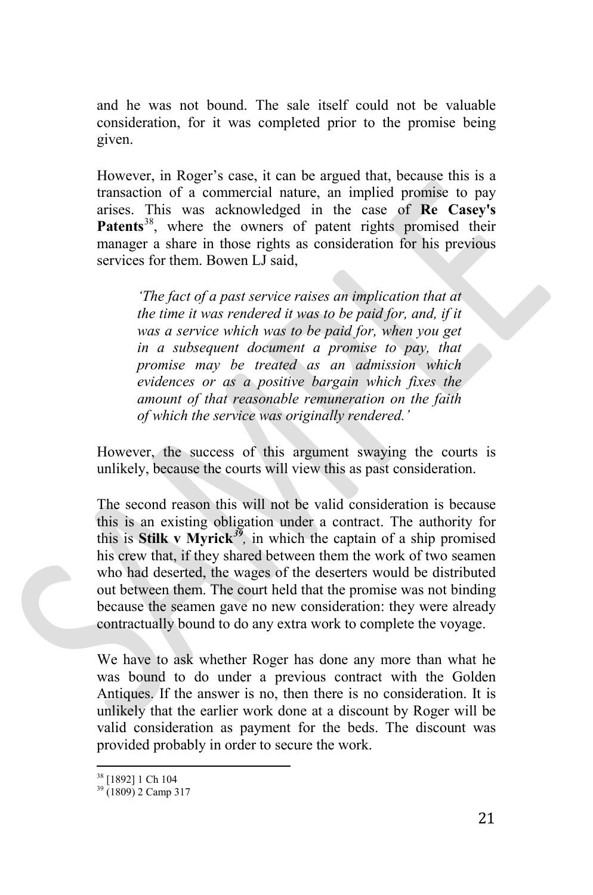and he was not bound. The sale itself could not be valuable consideration, for it was completed prior to the promise being given.

However, in Roger's case, it can be argued that, because this is a transaction of a commercial nature, an implied promise to pay arises. This was acknowledged in the case of **Re Casey's Patents**[38], where the owners of patent rights promised their manager a share in those rights as consideration for his previous services for them. Bowen LJ said,

> *'The fact of a past service raises an implication that at the time it was rendered it was to be paid for, and, if it was a service which was to be paid for, when you get in a subsequent document a promise to pay, that promise may be treated as an admission which evidences or as a positive bargain which fixes the amount of that reasonable remuneration on the faith of which the service was originally rendered.'*

However, the success of this argument swaying the courts is unlikely, because the courts will view this as past consideration.

The second reason this will not be valid consideration is because this is an existing obligation under a contract. The authority for this is **Stilk v Myrick**[39], in which the captain of a ship promised his crew that, if they shared between them the work of two seamen who had deserted, the wages of the deserters would be distributed out between them. The court held that the promise was not binding because the seamen gave no new consideration: they were already contractually bound to do any extra work to complete the voyage.

We have to ask whether Roger has done any more than what he was bound to do under a previous contract with the Golden Antiques. If the answer is no, then there is no consideration. It is unlikely that the earlier work done at a discount by Roger will be valid consideration as payment for the beds. The discount was provided probably in order to secure the work.

---

[38] [1892] 1 Ch 104

[39] (1809) 2 Camp 317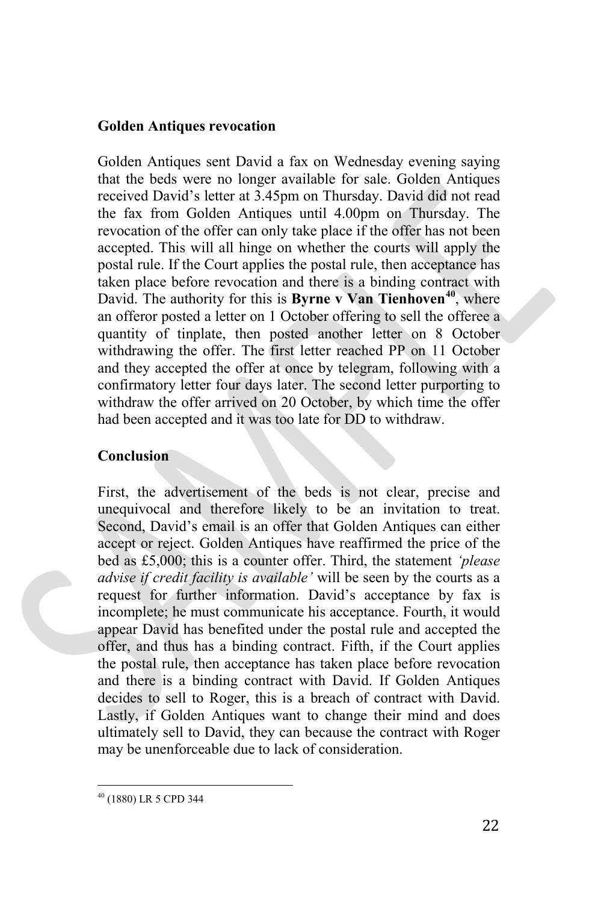**Golden Antiques revocation**

Golden Antiques sent David a fax on Wednesday evening saying that the beds were no longer available for sale. Golden Antiques received David's letter at 3.45pm on Thursday. David did not read the fax from Golden Antiques until 4.00pm on Thursday. The revocation of the offer can only take place if the offer has not been accepted. This will all hinge on whether the courts will apply the postal rule. If the Court applies the postal rule, then acceptance has taken place before revocation and there is a binding contract with David. The authority for this is **Byrne v Van Tienhoven**[40], where an offeror posted a letter on 1 October offering to sell the offeree a quantity of tinplate, then posted another letter on 8 October withdrawing the offer. The first letter reached PP on 11 October and they accepted the offer at once by telegram, following with a confirmatory letter four days later. The second letter purporting to withdraw the offer arrived on 20 October, by which time the offer had been accepted and it was too late for DD to withdraw.

**Conclusion**

First, the advertisement of the beds is not clear, precise and unequivocal and therefore likely to be an invitation to treat. Second, David's email is an offer that Golden Antiques can either accept or reject. Golden Antiques have reaffirmed the price of the bed as £5,000; this is a counter offer. Third, the statement *'please advise if credit facility is available'* will be seen by the courts as a request for further information. David's acceptance by fax is incomplete; he must communicate his acceptance. Fourth, it would appear David has benefited under the postal rule and accepted the offer, and thus has a binding contract. Fifth, if the Court applies the postal rule, then acceptance has taken place before revocation and there is a binding contract with David. If Golden Antiques decides to sell to Roger, this is a breach of contract with David. Lastly, if Golden Antiques want to change their mind and does ultimately sell to David, they can because the contract with Roger may be unenforceable due to lack of consideration.

[40] (1880) LR 5 CPD 344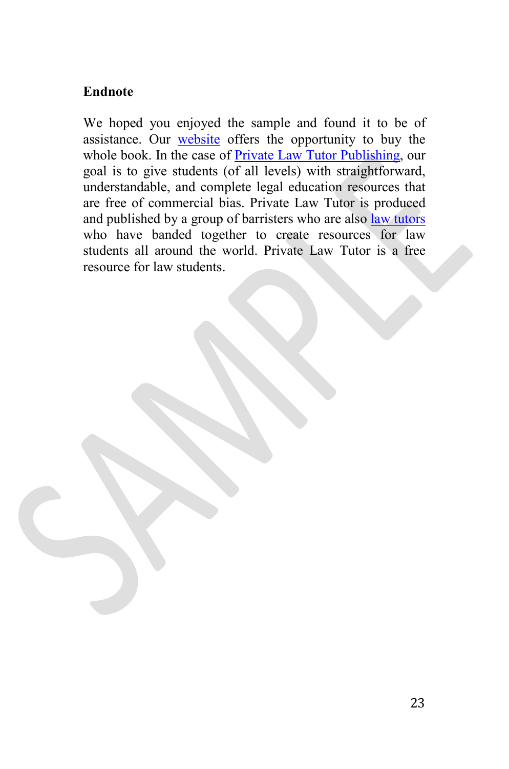**Endnote**

We hoped you enjoyed the sample and found it to be of assistance. Our website offers the opportunity to buy the whole book. In the case of Private Law Tutor Publishing, our goal is to give students (of all levels) with straightforward, understandable, and complete legal education resources that are free of commercial bias. Private Law Tutor is produced and published by a group of barristers who are also law tutors who have banded together to create resources for law students all around the world. Private Law Tutor is a free resource for law students.